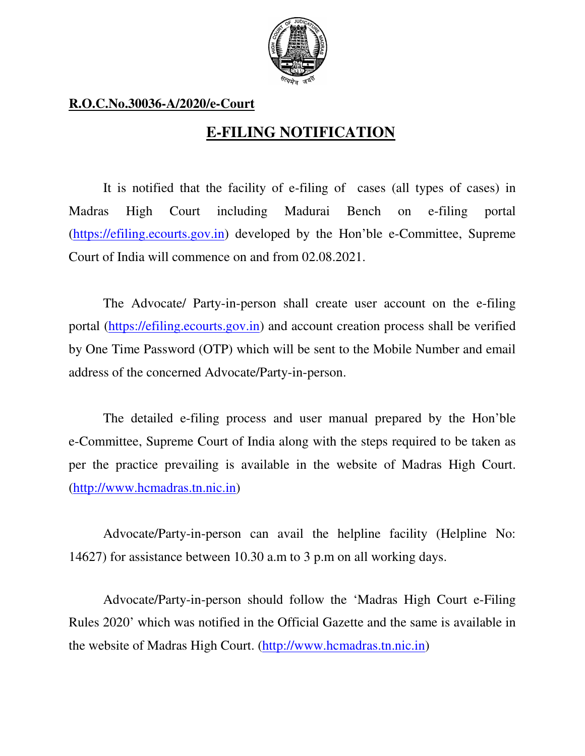**R.O.C.No.30036-A/2020/e-Court**

# E-FILING NOTIFICATION

It is notified that the facility of e-filing of cases (all types of cases) in Madras High Court including Madurai Bench on e-filing portal (https://efiling.ecourts.gov.in) developed by the Hon'ble e-Committee, Supreme Court of India will commence on and from 02.08.2021.

The Advocate/ Party-in-person shall create user account on the e-filing portal (https://efiling.ecourts.gov.in) and account creation process shall be verified by One Time Password (OTP) which will be sent to the Mobile Number and email address of the concerned Advocate/Party-in-person.

The detailed e-filing process and user manual prepared by the Hon'ble e-Committee, Supreme Court of India along with the steps required to be taken as per the practice prevailing is available in the website of Madras High Court. (http://www.hcmadras.tn.nic.in)

Advocate/Party-in-person can avail the helpline facility (Helpline No: 14627) for assistance between 10.30 a.m to 3 p.m on all working days.

Advocate/Party-in-person should follow the 'Madras High Court e-Filing Rules 2020' which was notified in the Official Gazette and the same is available in the website of Madras High Court. (http://www.hcmadras.tn.nic.in)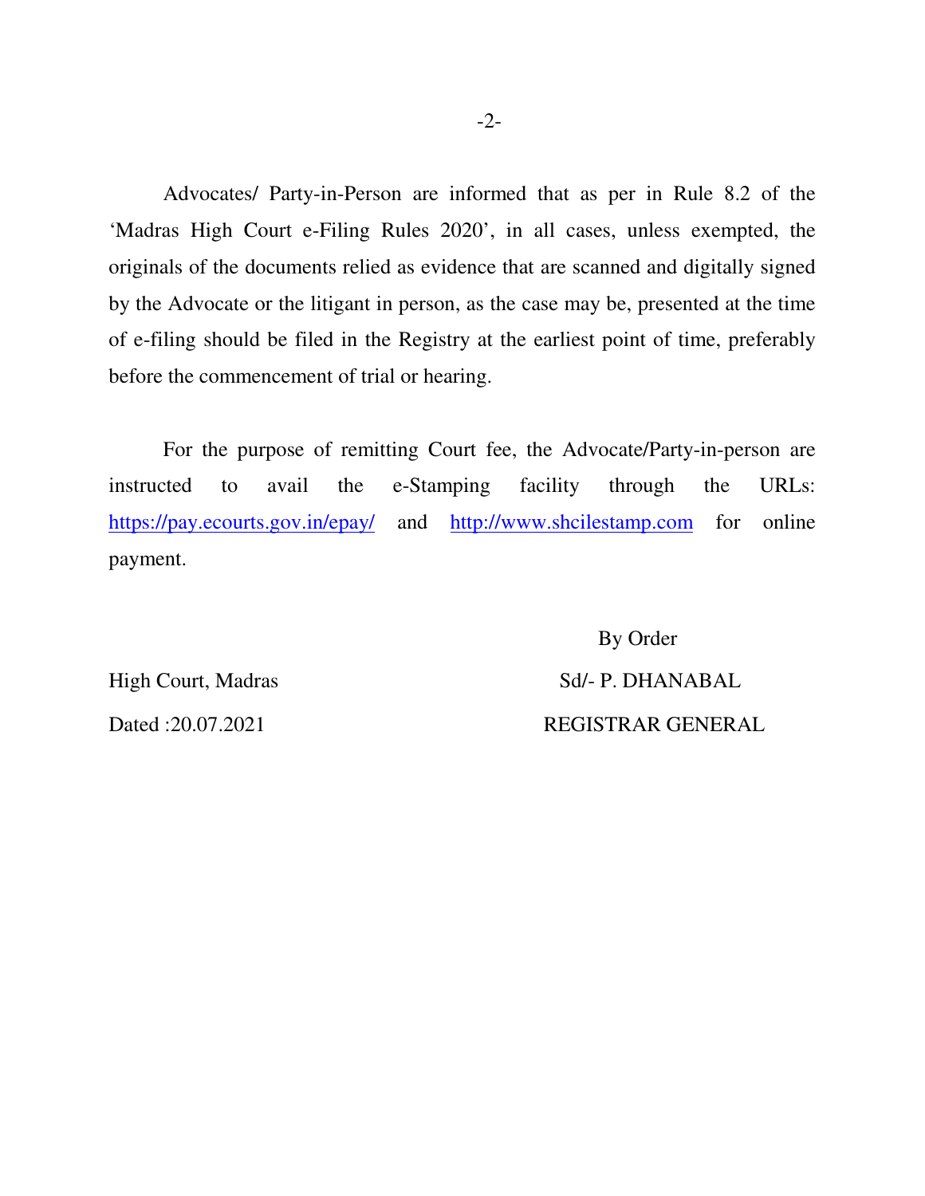Advocates/ Party-in-Person are informed that as per in Rule 8.2 of the 'Madras High Court e-Filing Rules 2020', in all cases, unless exempted, the originals of the documents relied as evidence that are scanned and digitally signed by the Advocate or the litigant in person, as the case may be, presented at the time of e-filing should be filed in the Registry at the earliest point of time, preferably before the commencement of trial or hearing.

For the purpose of remitting Court fee, the Advocate/Party-in-person are instructed to avail the e-Stamping facility through the URLs: https://pay.ecourts.gov.in/epay/ and http://www.shcilestamp.com for online payment.

By Order

High Court, Madras

Sd/- P. DHANABAL

Dated :20.07.2021

REGISTRAR GENERAL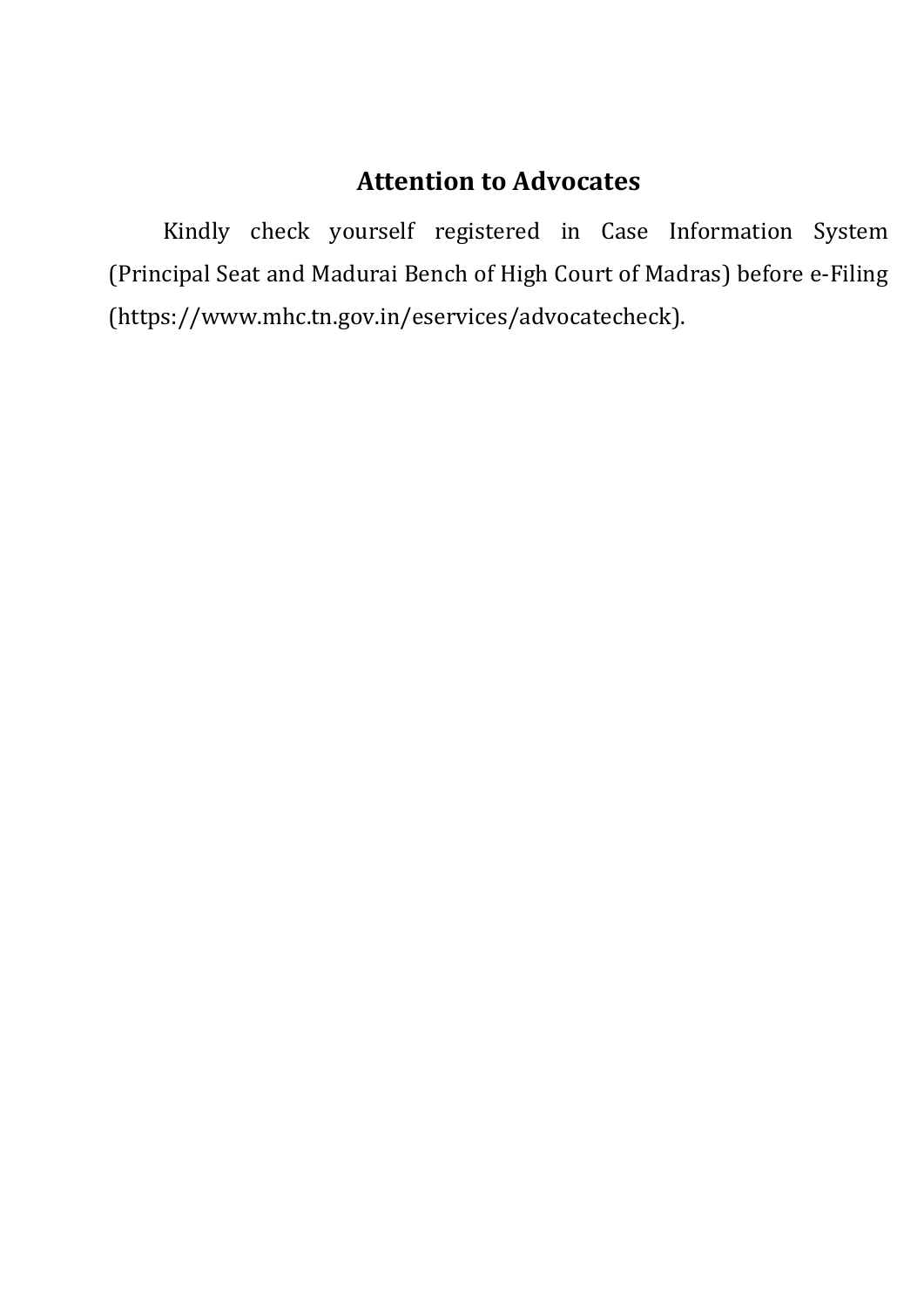## Attention to Advocates

Kindly check yourself registered in Case Information System (Principal Seat and Madurai Bench of High Court of Madras) before e-Filing (https://www.mhc.tn.gov.in/eservices/advocatecheck).